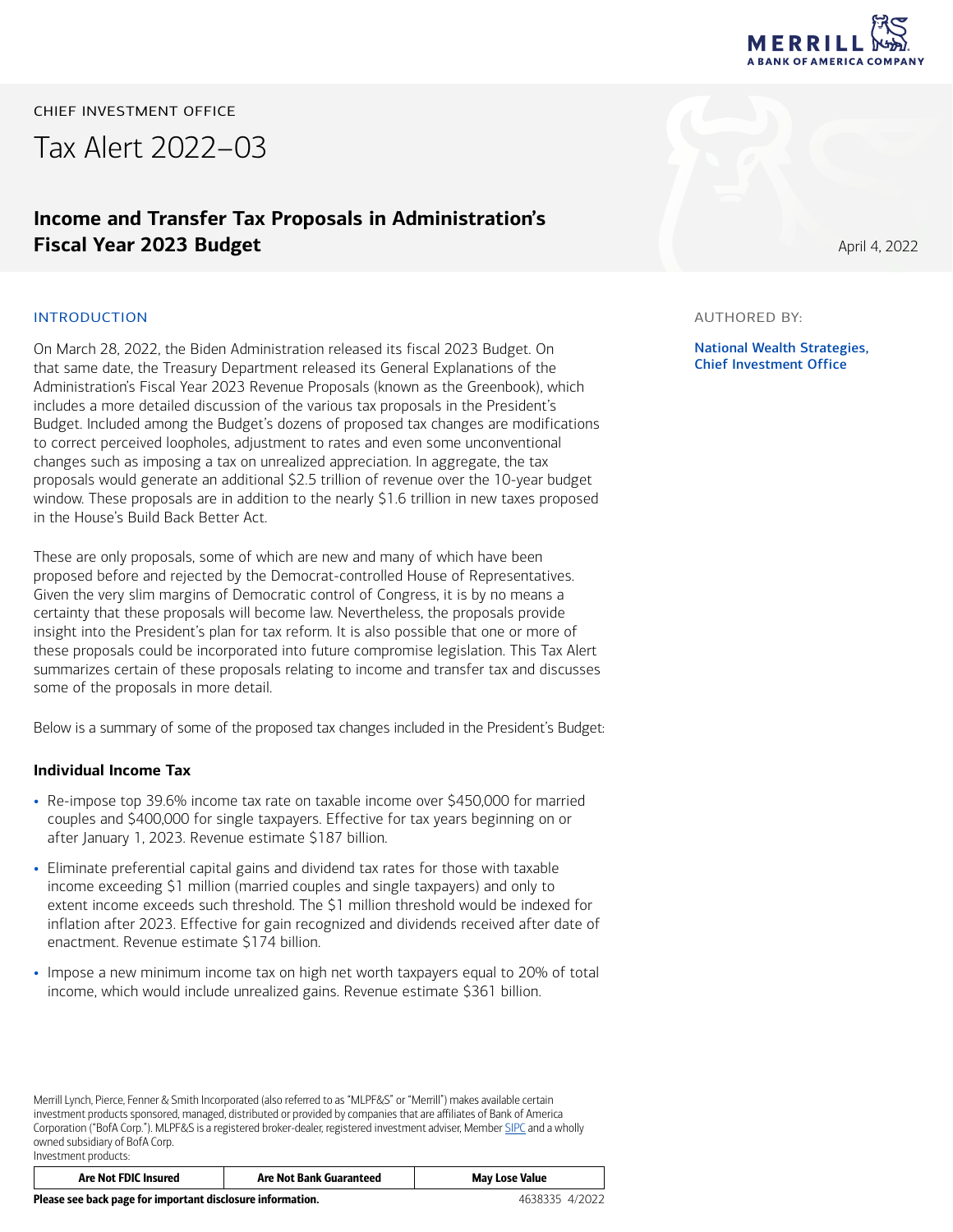CHIEF INVESTMENT OFFICE

# Tax Alert 2022–03

## Income and Transfer Tax Proposals in Administration's Fiscal Year 2023 Budget

April 4, 2022

AUTHORED BY:

**National Wealth Strategies, Chief Investment Office**

### INTRODUCTION

On March 28, 2022, the Biden Administration released its fiscal 2023 Budget. On that same date, the Treasury Department released its General Explanations of the Administration's Fiscal Year 2023 Revenue Proposals (known as the Greenbook), which includes a more detailed discussion of the various tax proposals in the President's Budget. Included among the Budget's dozens of proposed tax changes are modifications to correct perceived loopholes, adjustment to rates and even some unconventional changes such as imposing a tax on unrealized appreciation. In aggregate, the tax proposals would generate an additional $2.5 trillion of revenue over the 10-year budget window. These proposals are in addition to the nearly $1.6 trillion in new taxes proposed in the House's Build Back Better Act.

These are only proposals, some of which are new and many of which have been proposed before and rejected by the Democrat-controlled House of Representatives. Given the very slim margins of Democratic control of Congress, it is by no means a certainty that these proposals will become law. Nevertheless, the proposals provide insight into the President's plan for tax reform. It is also possible that one or more of these proposals could be incorporated into future compromise legislation. This Tax Alert summarizes certain of these proposals relating to income and transfer tax and discusses some of the proposals in more detail.

Below is a summary of some of the proposed tax changes included in the President's Budget:

### Individual Income Tax

- Re-impose top 39.6% income tax rate on taxable income over $450,000 for married couples and $400,000 for single taxpayers. Effective for tax years beginning on or after January 1, 2023. Revenue estimate $187 billion.
- Eliminate preferential capital gains and dividend tax rates for those with taxable income exceeding $1 million (married couples and single taxpayers) and only to extent income exceeds such threshold. The $1 million threshold would be indexed for inflation after 2023. Effective for gain recognized and dividends received after date of enactment. Revenue estimate $174 billion.
- Impose a new minimum income tax on high net worth taxpayers equal to 20% of total income, which would include unrealized gains. Revenue estimate $361 billion.

Merrill Lynch, Pierce, Fenner & Smith Incorporated (also referred to as "MLPF&S" or "Merrill") makes available certain investment products sponsored, managed, distributed or provided by companies that are affiliates of Bank of America Corporation ("BofA Corp."). MLPF&S is a registered broker-dealer, registered investment adviser, Member SIPC and a wholly owned subsidiary of BofA Corp.

Investment products:

| Are Not FDIC Insured | Are Not Bank Guaranteed | May Lose Value |
| --- | --- | --- |

**Please see back page for important disclosure information.**

4638335 4/2022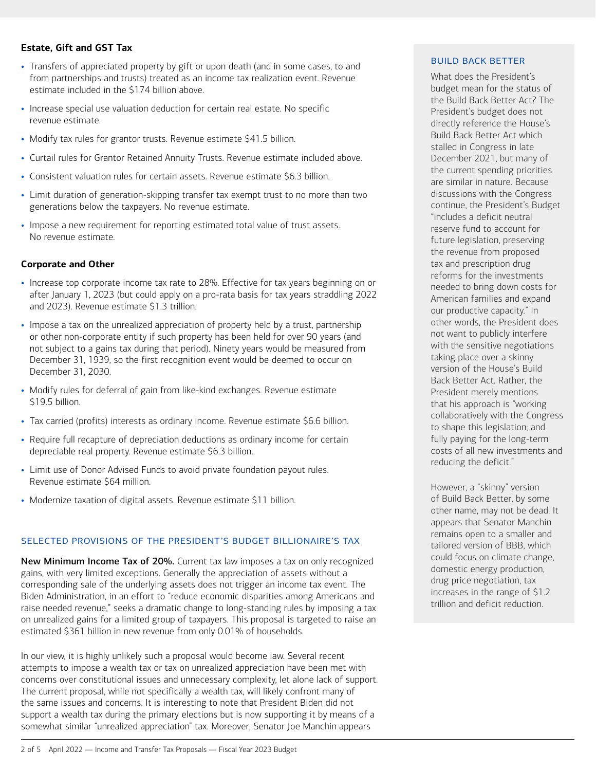### Estate, Gift and GST Tax

- Transfers of appreciated property by gift or upon death (and in some cases, to and from partnerships and trusts) treated as an income tax realization event. Revenue estimate included in the $174 billion above.
- Increase special use valuation deduction for certain real estate. No specific revenue estimate.
- Modify tax rules for grantor trusts. Revenue estimate $41.5 billion.
- Curtail rules for Grantor Retained Annuity Trusts. Revenue estimate included above.
- Consistent valuation rules for certain assets. Revenue estimate $6.3 billion.
- Limit duration of generation-skipping transfer tax exempt trust to no more than two generations below the taxpayers. No revenue estimate.
- Impose a new requirement for reporting estimated total value of trust assets. No revenue estimate.

### Corporate and Other

- Increase top corporate income tax rate to 28%. Effective for tax years beginning on or after January 1, 2023 (but could apply on a pro-rata basis for tax years straddling 2022 and 2023). Revenue estimate $1.3 trillion.
- Impose a tax on the unrealized appreciation of property held by a trust, partnership or other non-corporate entity if such property has been held for over 90 years (and not subject to a gains tax during that period). Ninety years would be measured from December 31, 1939, so the first recognition event would be deemed to occur on December 31, 2030.
- Modify rules for deferral of gain from like-kind exchanges. Revenue estimate $19.5 billion.
- Tax carried (profits) interests as ordinary income. Revenue estimate $6.6 billion.
- Require full recapture of depreciation deductions as ordinary income for certain depreciable real property. Revenue estimate $6.3 billion.
- Limit use of Donor Advised Funds to avoid private foundation payout rules. Revenue estimate $64 million.
- Modernize taxation of digital assets. Revenue estimate $11 billion.

## SELECTED PROVISIONS OF THE PRESIDENT'S BUDGET BILLIONAIRE'S TAX

**New Minimum Income Tax of 20%.** Current tax law imposes a tax on only recognized gains, with very limited exceptions. Generally the appreciation of assets without a corresponding sale of the underlying assets does not trigger an income tax event. The Biden Administration, in an effort to "reduce economic disparities among Americans and raise needed revenue," seeks a dramatic change to long-standing rules by imposing a tax on unrealized gains for a limited group of taxpayers. This proposal is targeted to raise an estimated $361 billion in new revenue from only 0.01% of households.

In our view, it is highly unlikely such a proposal would become law. Several recent attempts to impose a wealth tax or tax on unrealized appreciation have been met with concerns over constitutional issues and unnecessary complexity, let alone lack of support. The current proposal, while not specifically a wealth tax, will likely confront many of the same issues and concerns. It is interesting to note that President Biden did not support a wealth tax during the primary elections but is now supporting it by means of a somewhat similar "unrealized appreciation" tax. Moreover, Senator Joe Manchin appears

## BUILD BACK BETTER

What does the President's budget mean for the status of the Build Back Better Act? The President's budget does not directly reference the House's Build Back Better Act which stalled in Congress in late December 2021, but many of the current spending priorities are similar in nature. Because discussions with the Congress continue, the President's Budget "includes a deficit neutral reserve fund to account for future legislation, preserving the revenue from proposed tax and prescription drug reforms for the investments needed to bring down costs for American families and expand our productive capacity." In other words, the President does not want to publicly interfere with the sensitive negotiations taking place over a skinny version of the House's Build Back Better Act. Rather, the President merely mentions that his approach is "working collaboratively with the Congress to shape this legislation; and fully paying for the long-term costs of all new investments and reducing the deficit."

However, a "skinny" version of Build Back Better, by some other name, may not be dead. It appears that Senator Manchin remains open to a smaller and tailored version of BBB, which could focus on climate change, domestic energy production, drug price negotiation, tax increases in the range of $1.2 trillion and deficit reduction.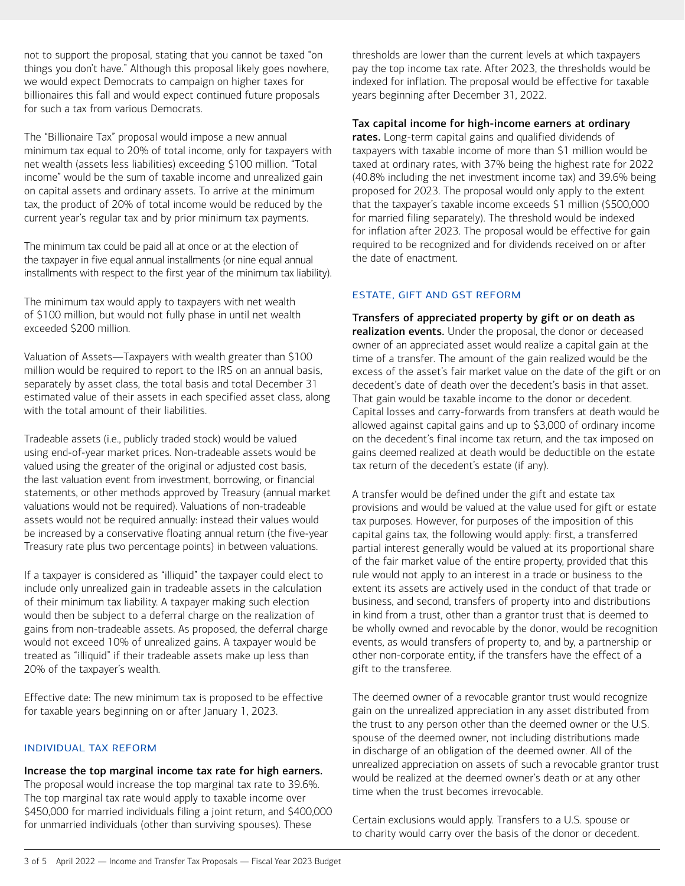not to support the proposal, stating that you cannot be taxed "on things you don't have." Although this proposal likely goes nowhere, we would expect Democrats to campaign on higher taxes for billionaires this fall and would expect continued future proposals for such a tax from various Democrats.

The "Billionaire Tax" proposal would impose a new annual minimum tax equal to 20% of total income, only for taxpayers with net wealth (assets less liabilities) exceeding $100 million. "Total income" would be the sum of taxable income and unrealized gain on capital assets and ordinary assets. To arrive at the minimum tax, the product of 20% of total income would be reduced by the current year's regular tax and by prior minimum tax payments.

The minimum tax could be paid all at once or at the election of the taxpayer in five equal annual installments (or nine equal annual installments with respect to the first year of the minimum tax liability).

The minimum tax would apply to taxpayers with net wealth of $100 million, but would not fully phase in until net wealth exceeded $200 million.

Valuation of Assets—Taxpayers with wealth greater than $100 million would be required to report to the IRS on an annual basis, separately by asset class, the total basis and total December 31 estimated value of their assets in each specified asset class, along with the total amount of their liabilities.

Tradeable assets (i.e., publicly traded stock) would be valued using end-of-year market prices. Non-tradeable assets would be valued using the greater of the original or adjusted cost basis, the last valuation event from investment, borrowing, or financial statements, or other methods approved by Treasury (annual market valuations would not be required). Valuations of non-tradeable assets would not be required annually: instead their values would be increased by a conservative floating annual return (the five-year Treasury rate plus two percentage points) in between valuations.

If a taxpayer is considered as "illiquid" the taxpayer could elect to include only unrealized gain in tradeable assets in the calculation of their minimum tax liability. A taxpayer making such election would then be subject to a deferral charge on the realization of gains from non-tradeable assets. As proposed, the deferral charge would not exceed 10% of unrealized gains. A taxpayer would be treated as "illiquid" if their tradeable assets make up less than 20% of the taxpayer's wealth.

Effective date: The new minimum tax is proposed to be effective for taxable years beginning on or after January 1, 2023.

## INDIVIDUAL TAX REFORM

**Increase the top marginal income tax rate for high earners.** The proposal would increase the top marginal tax rate to 39.6%. The top marginal tax rate would apply to taxable income over $450,000 for married individuals filing a joint return, and $400,000 for unmarried individuals (other than surviving spouses). These thresholds are lower than the current levels at which taxpayers pay the top income tax rate. After 2023, the thresholds would be indexed for inflation. The proposal would be effective for taxable years beginning after December 31, 2022.

**Tax capital income for high-income earners at ordinary rates.** Long-term capital gains and qualified dividends of taxpayers with taxable income of more than $1 million would be taxed at ordinary rates, with 37% being the highest rate for 2022 (40.8% including the net investment income tax) and 39.6% being proposed for 2023. The proposal would only apply to the extent that the taxpayer's taxable income exceeds $1 million ($500,000 for married filing separately). The threshold would be indexed for inflation after 2023. The proposal would be effective for gain required to be recognized and for dividends received on or after the date of enactment.

## ESTATE, GIFT AND GST REFORM

**Transfers of appreciated property by gift or on death as realization events.** Under the proposal, the donor or deceased owner of an appreciated asset would realize a capital gain at the time of a transfer. The amount of the gain realized would be the excess of the asset's fair market value on the date of the gift or on decedent's date of death over the decedent's basis in that asset. That gain would be taxable income to the donor or decedent. Capital losses and carry-forwards from transfers at death would be allowed against capital gains and up to $3,000 of ordinary income on the decedent's final income tax return, and the tax imposed on gains deemed realized at death would be deductible on the estate tax return of the decedent's estate (if any).

A transfer would be defined under the gift and estate tax provisions and would be valued at the value used for gift or estate tax purposes. However, for purposes of the imposition of this capital gains tax, the following would apply: first, a transferred partial interest generally would be valued at its proportional share of the fair market value of the entire property, provided that this rule would not apply to an interest in a trade or business to the extent its assets are actively used in the conduct of that trade or business, and second, transfers of property into and distributions in kind from a trust, other than a grantor trust that is deemed to be wholly owned and revocable by the donor, would be recognition events, as would transfers of property to, and by, a partnership or other non-corporate entity, if the transfers have the effect of a gift to the transferee.

The deemed owner of a revocable grantor trust would recognize gain on the unrealized appreciation in any asset distributed from the trust to any person other than the deemed owner or the U.S. spouse of the deemed owner, not including distributions made in discharge of an obligation of the deemed owner. All of the unrealized appreciation on assets of such a revocable grantor trust would be realized at the deemed owner's death or at any other time when the trust becomes irrevocable.

Certain exclusions would apply. Transfers to a U.S. spouse or to charity would carry over the basis of the donor or decedent.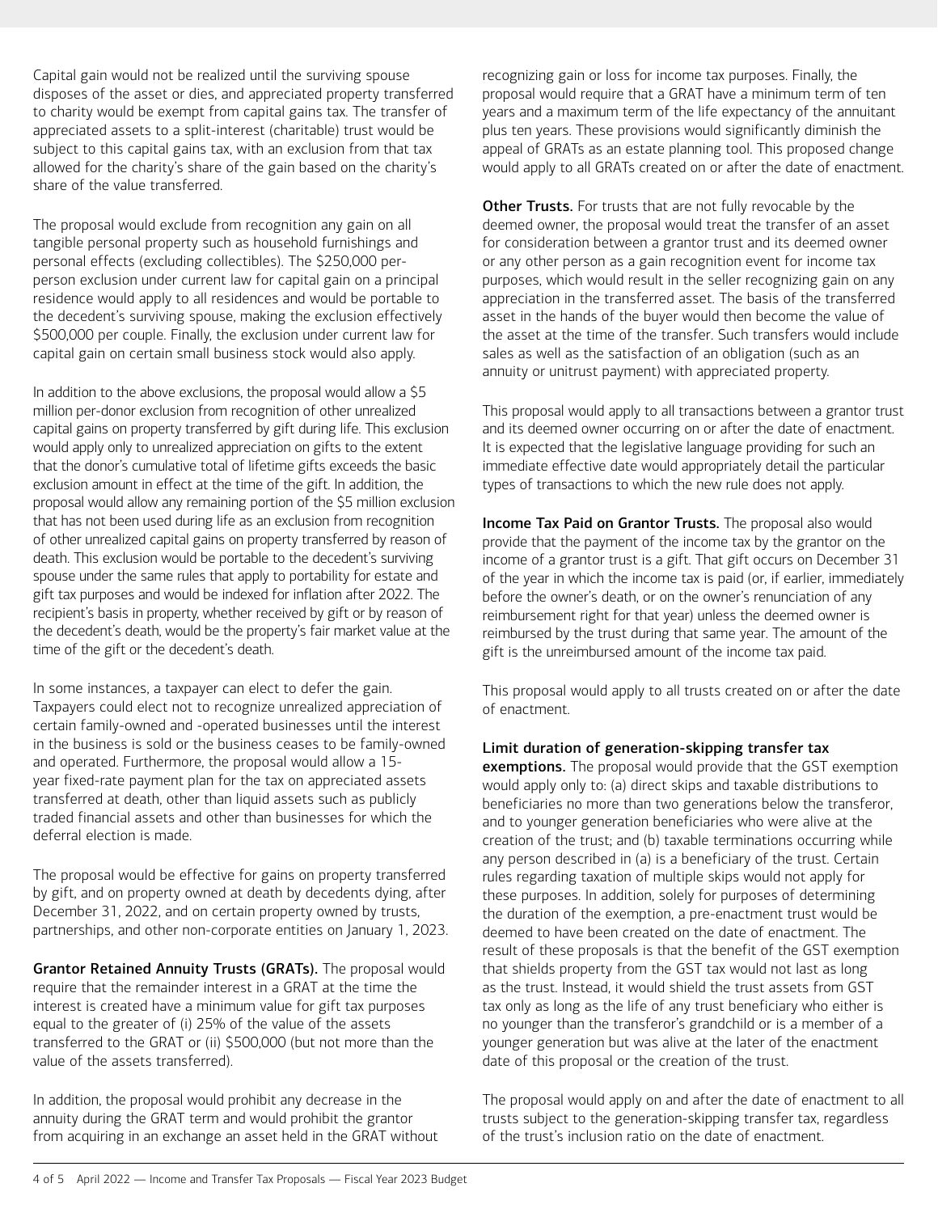Capital gain would not be realized until the surviving spouse disposes of the asset or dies, and appreciated property transferred to charity would be exempt from capital gains tax. The transfer of appreciated assets to a split-interest (charitable) trust would be subject to this capital gains tax, with an exclusion from that tax allowed for the charity's share of the gain based on the charity's share of the value transferred.

The proposal would exclude from recognition any gain on all tangible personal property such as household furnishings and personal effects (excluding collectibles). The $250,000 per-person exclusion under current law for capital gain on a principal residence would apply to all residences and would be portable to the decedent's surviving spouse, making the exclusion effectively $500,000 per couple. Finally, the exclusion under current law for capital gain on certain small business stock would also apply.

In addition to the above exclusions, the proposal would allow a $5 million per-donor exclusion from recognition of other unrealized capital gains on property transferred by gift during life. This exclusion would apply only to unrealized appreciation on gifts to the extent that the donor's cumulative total of lifetime gifts exceeds the basic exclusion amount in effect at the time of the gift. In addition, the proposal would allow any remaining portion of the $5 million exclusion that has not been used during life as an exclusion from recognition of other unrealized capital gains on property transferred by reason of death. This exclusion would be portable to the decedent's surviving spouse under the same rules that apply to portability for estate and gift tax purposes and would be indexed for inflation after 2022. The recipient's basis in property, whether received by gift or by reason of the decedent's death, would be the property's fair market value at the time of the gift or the decedent's death.

In some instances, a taxpayer can elect to defer the gain. Taxpayers could elect not to recognize unrealized appreciation of certain family-owned and -operated businesses until the interest in the business is sold or the business ceases to be family-owned and operated. Furthermore, the proposal would allow a 15-year fixed-rate payment plan for the tax on appreciated assets transferred at death, other than liquid assets such as publicly traded financial assets and other than businesses for which the deferral election is made.

The proposal would be effective for gains on property transferred by gift, and on property owned at death by decedents dying, after December 31, 2022, and on certain property owned by trusts, partnerships, and other non-corporate entities on January 1, 2023.

**Grantor Retained Annuity Trusts (GRATs).** The proposal would require that the remainder interest in a GRAT at the time the interest is created have a minimum value for gift tax purposes equal to the greater of (i) 25% of the value of the assets transferred to the GRAT or (ii) $500,000 (but not more than the value of the assets transferred).

In addition, the proposal would prohibit any decrease in the annuity during the GRAT term and would prohibit the grantor from acquiring in an exchange an asset held in the GRAT without recognizing gain or loss for income tax purposes. Finally, the proposal would require that a GRAT have a minimum term of ten years and a maximum term of the life expectancy of the annuitant plus ten years. These provisions would significantly diminish the appeal of GRATs as an estate planning tool. This proposed change would apply to all GRATs created on or after the date of enactment.

**Other Trusts.** For trusts that are not fully revocable by the deemed owner, the proposal would treat the transfer of an asset for consideration between a grantor trust and its deemed owner or any other person as a gain recognition event for income tax purposes, which would result in the seller recognizing gain on any appreciation in the transferred asset. The basis of the transferred asset in the hands of the buyer would then become the value of the asset at the time of the transfer. Such transfers would include sales as well as the satisfaction of an obligation (such as an annuity or unitrust payment) with appreciated property.

This proposal would apply to all transactions between a grantor trust and its deemed owner occurring on or after the date of enactment. It is expected that the legislative language providing for such an immediate effective date would appropriately detail the particular types of transactions to which the new rule does not apply.

**Income Tax Paid on Grantor Trusts.** The proposal also would provide that the payment of the income tax by the grantor on the income of a grantor trust is a gift. That gift occurs on December 31 of the year in which the income tax is paid (or, if earlier, immediately before the owner's death, or on the owner's renunciation of any reimbursement right for that year) unless the deemed owner is reimbursed by the trust during that same year. The amount of the gift is the unreimbursed amount of the income tax paid.

This proposal would apply to all trusts created on or after the date of enactment.

**Limit duration of generation-skipping transfer tax exemptions.** The proposal would provide that the GST exemption would apply only to: (a) direct skips and taxable distributions to beneficiaries no more than two generations below the transferor, and to younger generation beneficiaries who were alive at the creation of the trust; and (b) taxable terminations occurring while any person described in (a) is a beneficiary of the trust. Certain rules regarding taxation of multiple skips would not apply for these purposes. In addition, solely for purposes of determining the duration of the exemption, a pre-enactment trust would be deemed to have been created on the date of enactment. The result of these proposals is that the benefit of the GST exemption that shields property from the GST tax would not last as long as the trust. Instead, it would shield the trust assets from GST tax only as long as the life of any trust beneficiary who either is no younger than the transferor's grandchild or is a member of a younger generation but was alive at the later of the enactment date of this proposal or the creation of the trust.

The proposal would apply on and after the date of enactment to all trusts subject to the generation-skipping transfer tax, regardless of the trust's inclusion ratio on the date of enactment.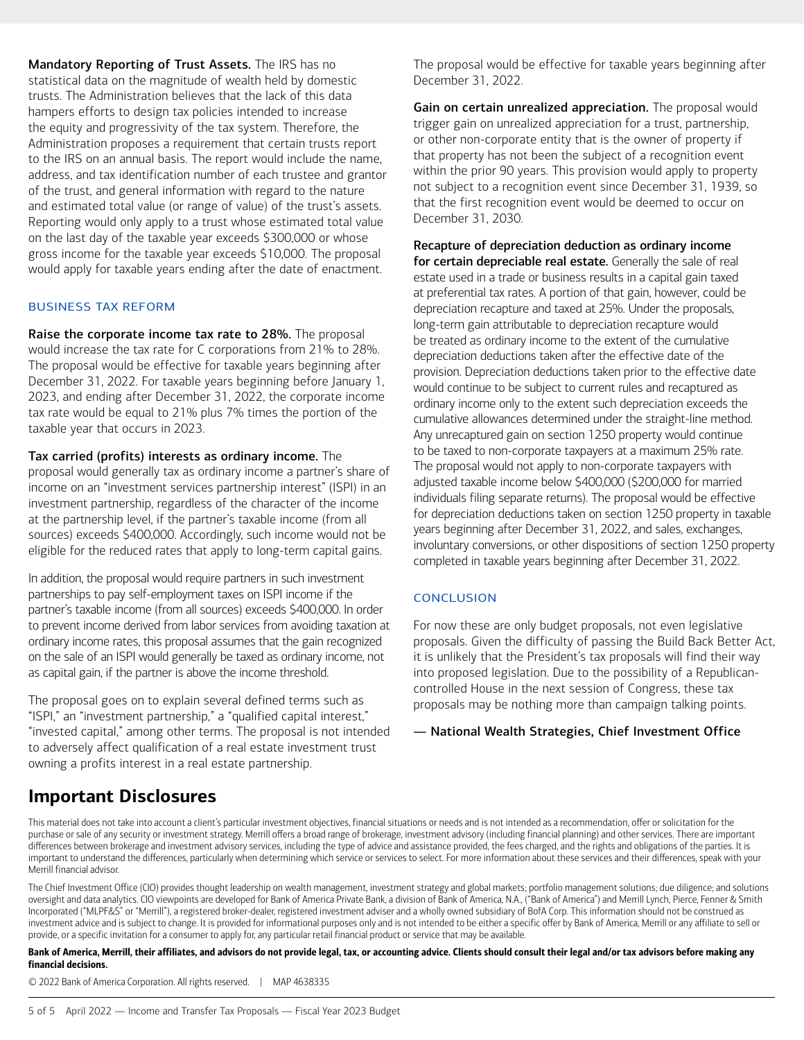**Mandatory Reporting of Trust Assets.** The IRS has no statistical data on the magnitude of wealth held by domestic trusts. The Administration believes that the lack of this data hampers efforts to design tax policies intended to increase the equity and progressivity of the tax system. Therefore, the Administration proposes a requirement that certain trusts report to the IRS on an annual basis. The report would include the name, address, and tax identification number of each trustee and grantor of the trust, and general information with regard to the nature and estimated total value (or range of value) of the trust's assets. Reporting would only apply to a trust whose estimated total value on the last day of the taxable year exceeds $300,000 or whose gross income for the taxable year exceeds $10,000. The proposal would apply for taxable years ending after the date of enactment.

## BUSINESS TAX REFORM

**Raise the corporate income tax rate to 28%.** The proposal would increase the tax rate for C corporations from 21% to 28%. The proposal would be effective for taxable years beginning after December 31, 2022. For taxable years beginning before January 1, 2023, and ending after December 31, 2022, the corporate income tax rate would be equal to 21% plus 7% times the portion of the taxable year that occurs in 2023.

**Tax carried (profits) interests as ordinary income.** The proposal would generally tax as ordinary income a partner's share of income on an "investment services partnership interest" (ISPI) in an investment partnership, regardless of the character of the income at the partnership level, if the partner's taxable income (from all sources) exceeds $400,000. Accordingly, such income would not be eligible for the reduced rates that apply to long-term capital gains.

In addition, the proposal would require partners in such investment partnerships to pay self-employment taxes on ISPI income if the partner's taxable income (from all sources) exceeds $400,000. In order to prevent income derived from labor services from avoiding taxation at ordinary income rates, this proposal assumes that the gain recognized on the sale of an ISPI would generally be taxed as ordinary income, not as capital gain, if the partner is above the income threshold.

The proposal goes on to explain several defined terms such as "ISPI," an "investment partnership," a "qualified capital interest," "invested capital," among other terms. The proposal is not intended to adversely affect qualification of a real estate investment trust owning a profits interest in a real estate partnership.

The proposal would be effective for taxable years beginning after December 31, 2022.

**Gain on certain unrealized appreciation.** The proposal would trigger gain on unrealized appreciation for a trust, partnership, or other non-corporate entity that is the owner of property if that property has not been the subject of a recognition event within the prior 90 years. This provision would apply to property not subject to a recognition event since December 31, 1939, so that the first recognition event would be deemed to occur on December 31, 2030.

**Recapture of depreciation deduction as ordinary income for certain depreciable real estate.** Generally the sale of real estate used in a trade or business results in a capital gain taxed at preferential tax rates. A portion of that gain, however, could be depreciation recapture and taxed at 25%. Under the proposals, long-term gain attributable to depreciation recapture would be treated as ordinary income to the extent of the cumulative depreciation deductions taken after the effective date of the provision. Depreciation deductions taken prior to the effective date would continue to be subject to current rules and recaptured as ordinary income only to the extent such depreciation exceeds the cumulative allowances determined under the straight-line method. Any unrecaptured gain on section 1250 property would continue to be taxed to non-corporate taxpayers at a maximum 25% rate. The proposal would not apply to non-corporate taxpayers with adjusted taxable income below $400,000 ($200,000 for married individuals filing separate returns). The proposal would be effective for depreciation deductions taken on section 1250 property in taxable years beginning after December 31, 2022, and sales, exchanges, involuntary conversions, or other dispositions of section 1250 property completed in taxable years beginning after December 31, 2022.

## CONCLUSION

For now these are only budget proposals, not even legislative proposals. Given the difficulty of passing the Build Back Better Act, it is unlikely that the President's tax proposals will find their way into proposed legislation. Due to the possibility of a Republican-controlled House in the next session of Congress, these tax proposals may be nothing more than campaign talking points.

**— National Wealth Strategies, Chief Investment Office**

# Important Disclosures

This material does not take into account a client's particular investment objectives, financial situations or needs and is not intended as a recommendation, offer or solicitation for the purchase or sale of any security or investment strategy. Merrill offers a broad range of brokerage, investment advisory (including financial planning) and other services. There are important differences between brokerage and investment advisory services, including the type of advice and assistance provided, the fees charged, and the rights and obligations of the parties. It is important to understand the differences, particularly when determining which service or services to select. For more information about these services and their differences, speak with your Merrill financial advisor.

The Chief Investment Office (CIO) provides thought leadership on wealth management, investment strategy and global markets; portfolio management solutions; due diligence; and solutions oversight and data analytics. CIO viewpoints are developed for Bank of America Private Bank, a division of Bank of America, N.A., ("Bank of America") and Merrill Lynch, Pierce, Fenner & Smith Incorporated ("MLPF&S" or "Merrill"), a registered broker-dealer, registered investment adviser and a wholly owned subsidiary of BofA Corp. This information should not be construed as investment advice and is subject to change. It is provided for informational purposes only and is not intended to be either a specific offer by Bank of America, Merrill or any affiliate to sell or provide, or a specific invitation for a consumer to apply for, any particular retail financial product or service that may be available.

**Bank of America, Merrill, their affiliates, and advisors do not provide legal, tax, or accounting advice. Clients should consult their legal and/or tax advisors before making any financial decisions.**

© 2022 Bank of America Corporation. All rights reserved. | MAP 4638335